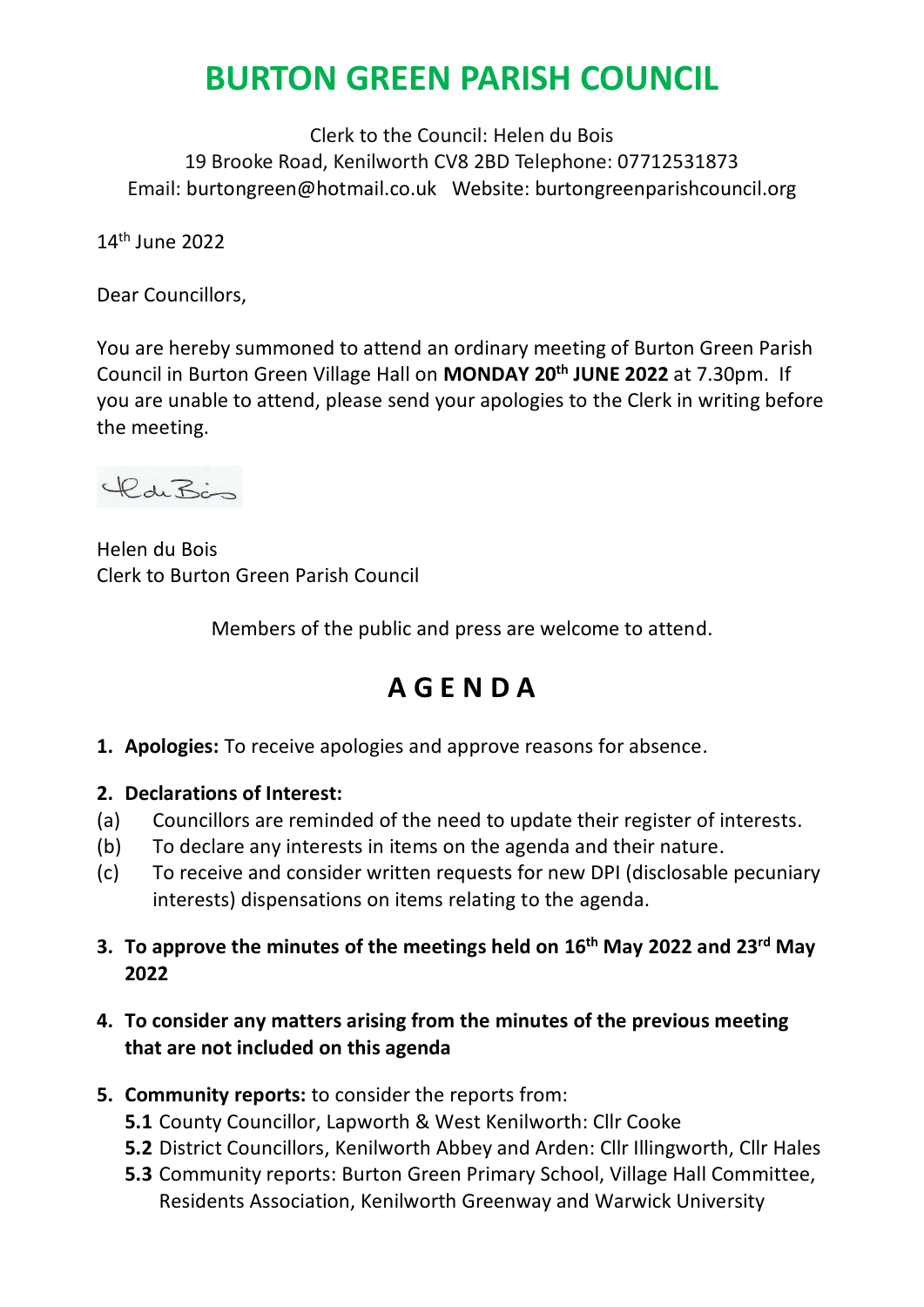# BURTON GREEN PARISH COUNCIL

Clerk to the Council: Helen du Bois
19 Brooke Road, Kenilworth CV8 2BD Telephone: 07712531873
Email: burtongreen@hotmail.co.uk Website: burtongreenparishcouncil.org

14th June 2022

Dear Councillors,

You are hereby summoned to attend an ordinary meeting of Burton Green Parish Council in Burton Green Village Hall on **MONDAY 20th JUNE 2022** at 7.30pm. If you are unable to attend, please send your apologies to the Clerk in writing before the meeting.

Helen du Bois
Clerk to Burton Green Parish Council

Members of the public and press are welcome to attend.

## A G E N D A

1. **Apologies:** To receive apologies and approve reasons for absence.

2. **Declarations of Interest:**
   (a) Councillors are reminded of the need to update their register of interests.
   (b) To declare any interests in items on the agenda and their nature.
   (c) To receive and consider written requests for new DPI (disclosable pecuniary interests) dispensations on items relating to the agenda.

3. **To approve the minutes of the meetings held on 16th May 2022 and 23rd May 2022**

4. **To consider any matters arising from the minutes of the previous meeting that are not included on this agenda**

5. **Community reports:** to consider the reports from:
   **5.1** County Councillor, Lapworth & West Kenilworth: Cllr Cooke
   **5.2** District Councillors, Kenilworth Abbey and Arden: Cllr Illingworth, Cllr Hales
   **5.3** Community reports: Burton Green Primary School, Village Hall Committee, Residents Association, Kenilworth Greenway and Warwick University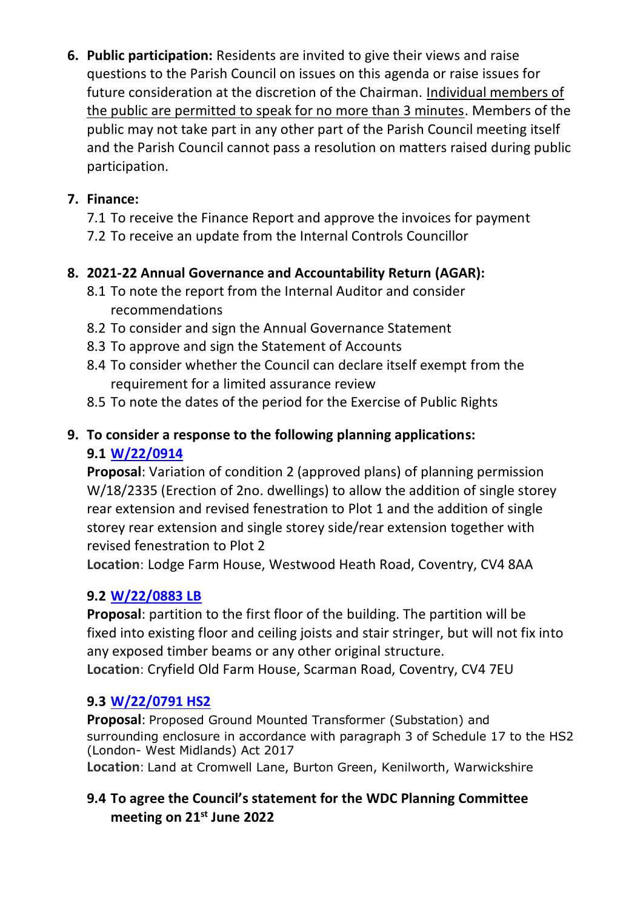6. **Public participation:** Residents are invited to give their views and raise questions to the Parish Council on issues on this agenda or raise issues for future consideration at the discretion of the Chairman. Individual members of the public are permitted to speak for no more than 3 minutes. Members of the public may not take part in any other part of the Parish Council meeting itself and the Parish Council cannot pass a resolution on matters raised during public participation.

7. **Finance:**
   - 7.1 To receive the Finance Report and approve the invoices for payment
   - 7.2 To receive an update from the Internal Controls Councillor

8. **2021-22 Annual Governance and Accountability Return (AGAR):**
   - 8.1 To note the report from the Internal Auditor and consider recommendations
   - 8.2 To consider and sign the Annual Governance Statement
   - 8.3 To approve and sign the Statement of Accounts
   - 8.4 To consider whether the Council can declare itself exempt from the requirement for a limited assurance review
   - 8.5 To note the dates of the period for the Exercise of Public Rights

9. **To consider a response to the following planning applications:**

   **9.1 W/22/0914**

   **Proposal**: Variation of condition 2 (approved plans) of planning permission W/18/2335 (Erection of 2no. dwellings) to allow the addition of single storey rear extension and revised fenestration to Plot 1 and the addition of single storey rear extension and single storey side/rear extension together with revised fenestration to Plot 2

   **Location**: Lodge Farm House, Westwood Heath Road, Coventry, CV4 8AA

   **9.2 W/22/0883 LB**

   **Proposal**: partition to the first floor of the building. The partition will be fixed into existing floor and ceiling joists and stair stringer, but will not fix into any exposed timber beams or any other original structure.

   **Location**: Cryfield Old Farm House, Scarman Road, Coventry, CV4 7EU

   **9.3 W/22/0791 HS2**

   **Proposal**: Proposed Ground Mounted Transformer (Substation) and surrounding enclosure in accordance with paragraph 3 of Schedule 17 to the HS2 (London- West Midlands) Act 2017

   **Location**: Land at Cromwell Lane, Burton Green, Kenilworth, Warwickshire

   **9.4 To agree the Council's statement for the WDC Planning Committee meeting on 21st June 2022**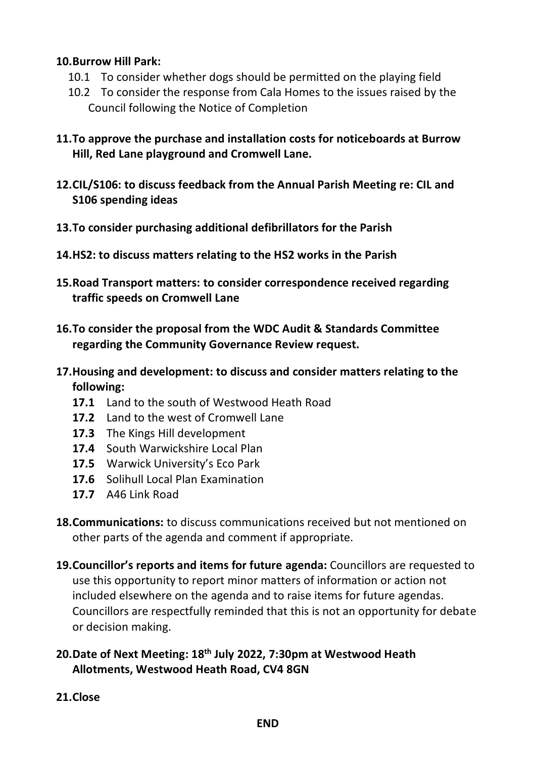**10. Burrow Hill Park:**

- 10.1 To consider whether dogs should be permitted on the playing field
- 10.2 To consider the response from Cala Homes to the issues raised by the Council following the Notice of Completion

**11. To approve the purchase and installation costs for noticeboards at Burrow Hill, Red Lane playground and Cromwell Lane.**

**12. CIL/S106: to discuss feedback from the Annual Parish Meeting re: CIL and S106 spending ideas**

**13. To consider purchasing additional defibrillators for the Parish**

**14. HS2: to discuss matters relating to the HS2 works in the Parish**

**15. Road Transport matters: to consider correspondence received regarding traffic speeds on Cromwell Lane**

**16. To consider the proposal from the WDC Audit & Standards Committee regarding the Community Governance Review request.**

**17. Housing and development: to discuss and consider matters relating to the following:**

- **17.1** Land to the south of Westwood Heath Road
- **17.2** Land to the west of Cromwell Lane
- **17.3** The Kings Hill development
- **17.4** South Warwickshire Local Plan
- **17.5** Warwick University's Eco Park
- **17.6** Solihull Local Plan Examination
- **17.7** A46 Link Road

**18. Communications:** to discuss communications received but not mentioned on other parts of the agenda and comment if appropriate.

**19. Councillor's reports and items for future agenda:** Councillors are requested to use this opportunity to report minor matters of information or action not included elsewhere on the agenda and to raise items for future agendas. Councillors are respectfully reminded that this is not an opportunity for debate or decision making.

**20. Date of Next Meeting: 18th July 2022, 7:30pm at Westwood Heath Allotments, Westwood Heath Road, CV4 8GN**

**21. Close**

**END**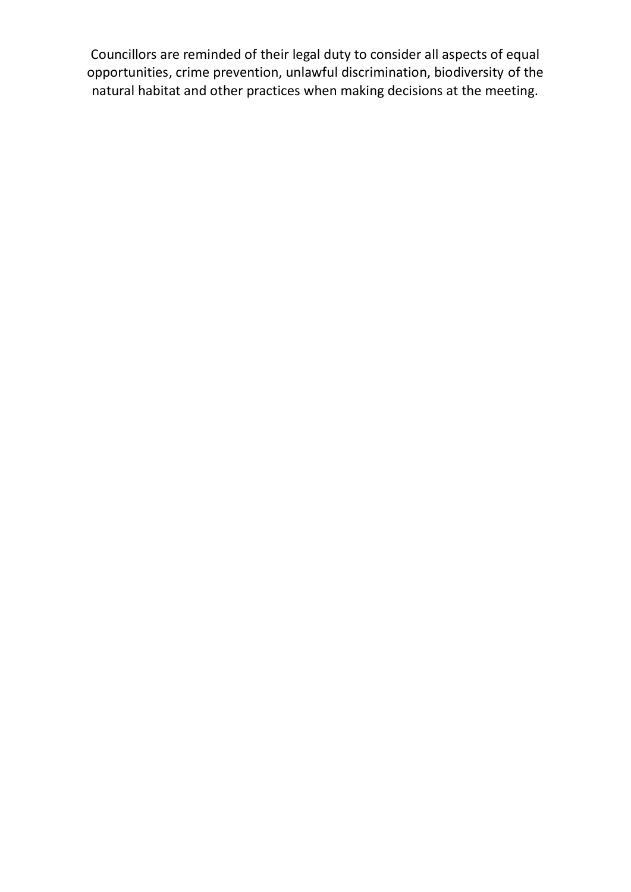Councillors are reminded of their legal duty to consider all aspects of equal opportunities, crime prevention, unlawful discrimination, biodiversity of the natural habitat and other practices when making decisions at the meeting.